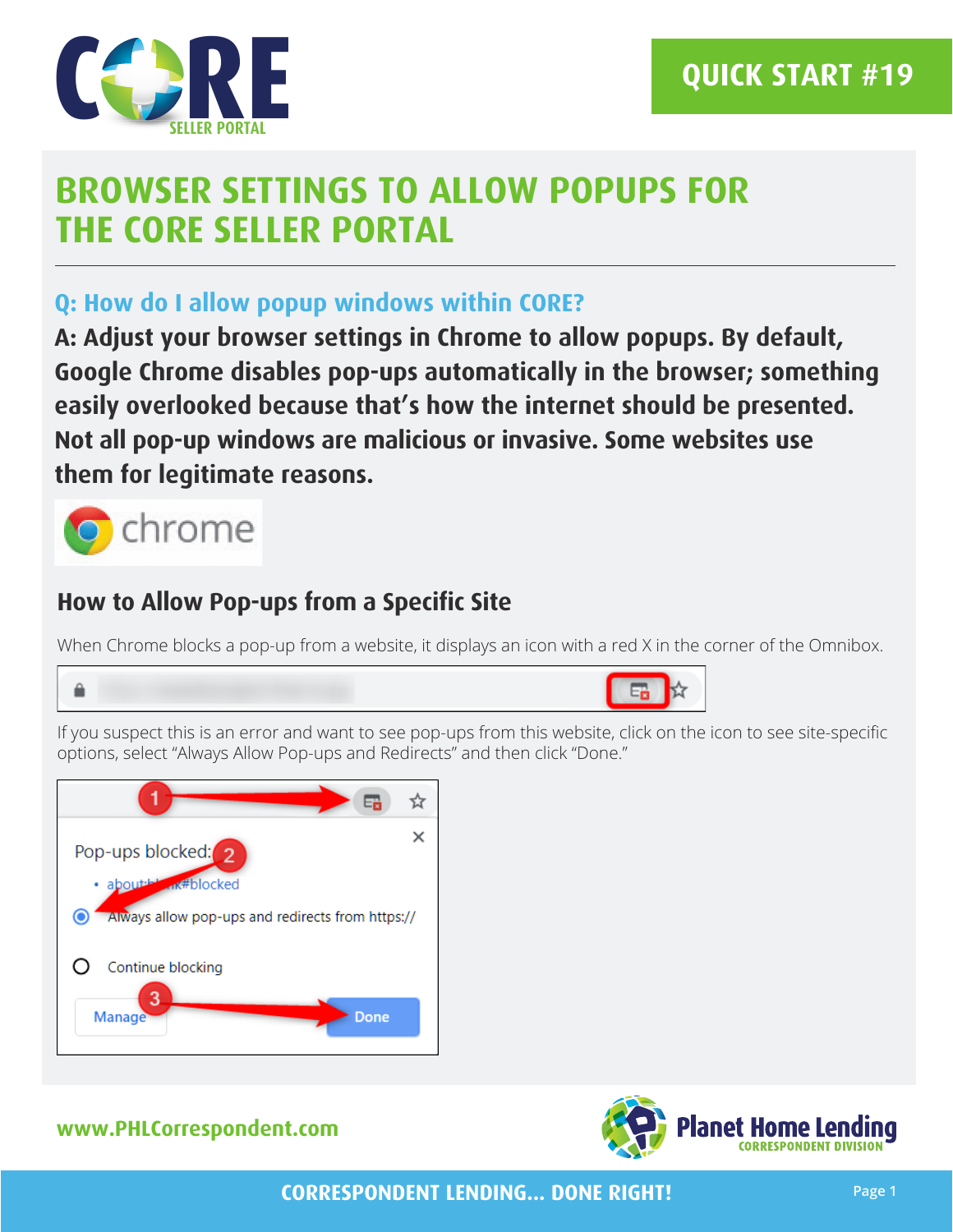QUICK START #19

# BROWSER SETTINGS TO ALLOW POPUPS FOR THE CORE SELLER PORTAL

## Q: How do I allow popup windows within CORE?

**A: Adjust your browser settings in Chrome to allow popups. By default, Google Chrome disables pop-ups automatically in the browser; something easily overlooked because that's how the internet should be presented. Not all pop-up windows are malicious or invasive. Some websites use them for legitimate reasons.**

### How to Allow Pop-ups from a Specific Site

When Chrome blocks a pop-up from a website, it displays an icon with a red X in the corner of the Omnibox.

If you suspect this is an error and want to see pop-ups from this website, click on the icon to see site-specific options, select "Always Allow Pop-ups and Redirects" and then click "Done."

www.PHLCorrespondent.com

CORRESPONDENT LENDING... DONE RIGHT!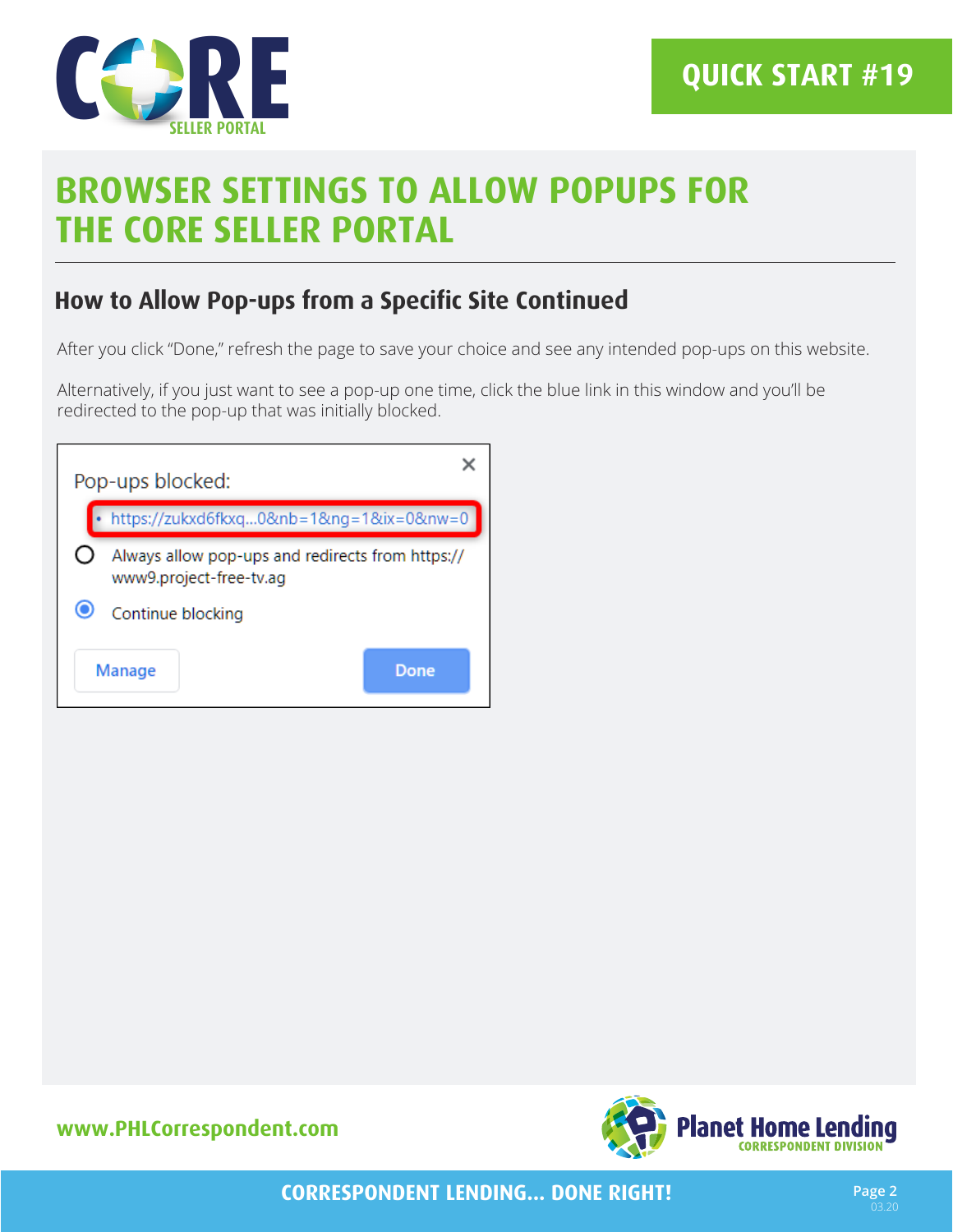# BROWSER SETTINGS TO ALLOW POPUPS FOR THE CORE SELLER PORTAL

## How to Allow Pop-ups from a Specific Site Continued

After you click "Done," refresh the page to save your choice and see any intended pop-ups on this website.

Alternatively, if you just want to see a pop-up one time, click the blue link in this window and you'll be redirected to the pop-up that was initially blocked.

Pop-ups blocked:

- https://zukxd6fkxq...0&nb=1&ng=1&ix=0&nw=0

Always allow pop-ups and redirects from https://www9.project-free-tv.ag

Continue blocking

Manage | Done

www.PHLCorrespondent.com

CORRESPONDENT LENDING... DONE RIGHT!